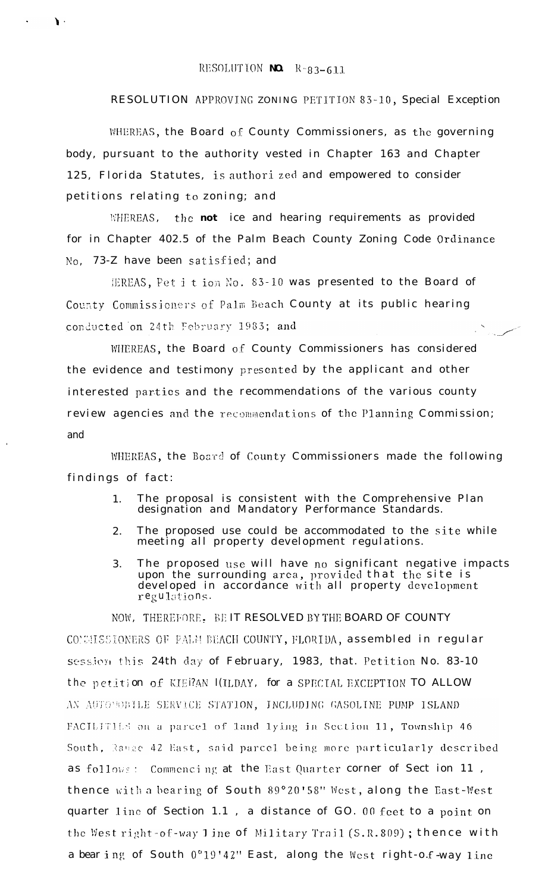RESOLUTION NO. R-83-611

RESOLUTION APPROVING ZONING PETITION 83-10, Special Exception

WHEREAS, the Board of County Commissioners, as the governing body, pursuant to the authority vested in Chapter 163 and Chapter 125, Florida Statutes, is authorized and empowered to consider petitions relating to zoning; and

WHEREAS, the notice and hearing requirements as provided for in Chapter 402.5 of the Palm Beach County Zoning Code Ordinance No. 73-Z have been satisfied; and

WHEREAS, Petition No. 83-10 was presented to the Board of County Commissioners of Palm Beach County at its public hearing conducted on 24th February 1983; and

WHEREAS, the Board of County Commissioners has considered the evidence and testimony presented by the applicant and other interested parties and the recommendations of the various county review agencies and the recommendations of the Planning Commission; and

WHEREAS, the Board of County Commissioners made the following findings of fact:

1. The proposal is consistent with the Comprehensive Plan designation and Mandatory Performance Standards.
2. The proposed use could be accommodated to the site while meeting all property development regulations.
3. The proposed use will have no significant negative impacts upon the surrounding area, provided that the site is developed in accordance with all property development regulations.

NOW, THEREFORE, BE IT RESOLVED BY THE BOARD OF COUNTY COMMISSIONERS OF PALM BEACH COUNTY, FLORIDA, assembled in regular session this 24th day of February, 1983, that Petition No. 83-10 the petition of KIERAN KILDAY, for a SPECIAL EXCEPTION TO ALLOW AN AUTOMOBILE SERVICE STATION, INCLUDING GASOLINE PUMP ISLAND FACILITIES on a parcel of land lying in Section 11, Township 46 South, Range 42 East, said parcel being more particularly described as follows: Commencing at the East Quarter corner of Section 11, thence with a bearing of South 89°20'58" West, along the East-West quarter line of Section 11, a distance of 60.00 feet to a point on the West right-of-way line of Military Trail (S.R.809); thence with a bearing of South 0°19'42" East, along the West right-of-way line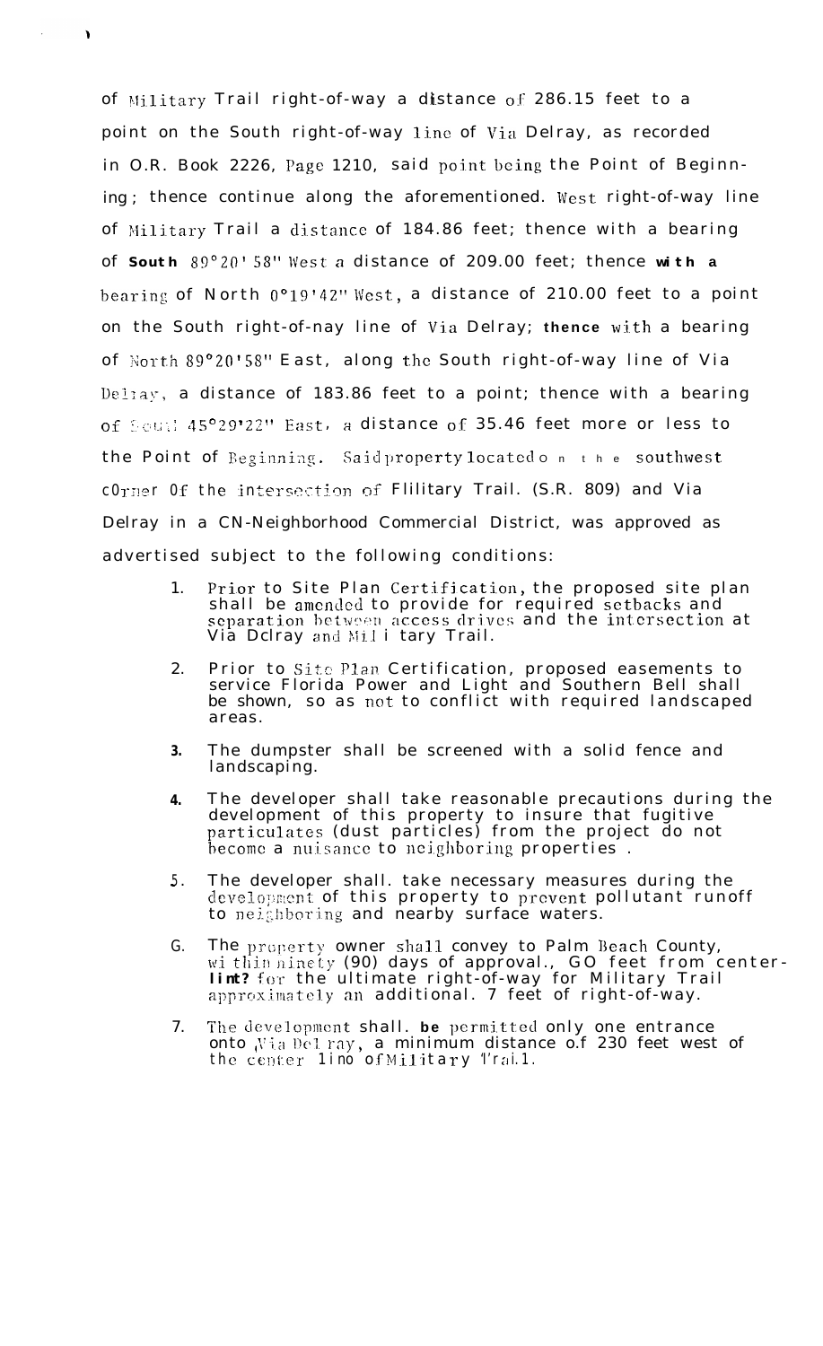of Military Trail right-of-way a distance of 286.15 feet to a point on the South right-of-way line of Via Delray, as recorded in O.R. Book 2226, Page 1210, said point being the Point of Beginning; thence continue along the aforementioned. West right-of-way line of Military Trail a distance of 184.86 feet; thence with a bearing of **South** 89°20'58" West a distance of 209.00 feet; thence **with a** bearing of North 0°19'42" West, a distance of 210.00 feet to a point on the South right-of-nay line of Via Delray; **thence** with a bearing of North 89°20'58" East, along the South right-of-way line of Via Delray, a distance of 183.86 feet to a point; thence with a bearing of South 45°29'22" East, a distance of 35.46 feet more or less to the Point of Beginning. Said property located on the southwest cOrner Of the intersection of Flilitary Trail. (S.R. 809) and Via Delray in a CN-Neighborhood Commercial District, was approved as advertised subject to the following conditions:

1. Prior to Site Plan Certification, the proposed site plan shall be amended to provide for required setbacks and separation between access drives and the intersection at Via Dclray and Mili tary Trail.

2. Prior to Site Plan Certification, proposed easements to service Florida Power and Light and Southern Bell shall be shown, so as not to conflict with required landscaped areas.

3. The dumpster shall be screened with a solid fence and landscaping.

4. The developer shall take reasonable precautions during the development of this property to insure that fugitive particulates (dust particles) from the project do not become a nuisance to neighboring properties .

5. The developer shall. take necessary measures during the development of this property to prevent pollutant runoff to neighboring and nearby surface waters.

6. The property owner shall convey to Palm Beach County, within ninety (90) days of approval., GO feet from center-**lint?** for the ultimate right-of-way for Military Trail approximately an additional. 7 feet of right-of-way.

7. The development shall. **be** permitted only one entrance onto Via Del ray, a minimum distance o.f 230 feet west of the center lino of Military Trail.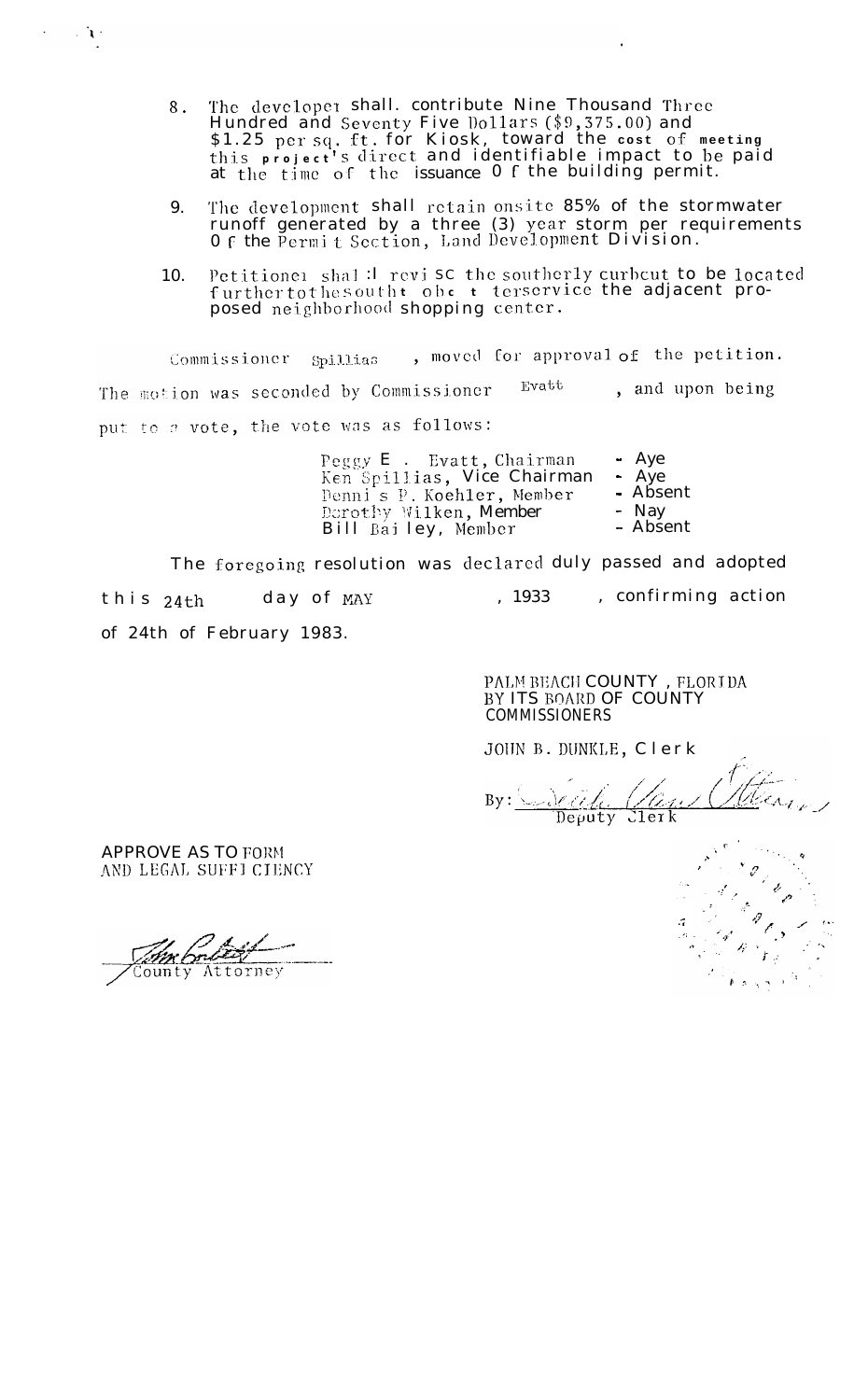8. The developer shall. contribute Nine Thousand Three Hundred and Seventy Five Dollars ($9,375.00) and $1.25 per sq. ft. for Kiosk, toward the cost of meeting this project's direct and identifiable impact to be paid at the time of the issuance of the building permit.

9. The development shall retain onsite 85% of the stormwater runoff generated by a three (3) year storm per requirements of the Permit Section, Land Development Division.

10. Petitioner shall revise the southerly curbcut to be located further to the south to better service the adjacent proposed neighborhood shopping center.

Commissioner Spillias, moved for approval of the petition. The motion was seconded by Commissioner Evatt, and upon being put to a vote, the vote was as follows:

| | |
|---|---|
| Peggy E. Evatt, Chairman | - Aye |
| Ken Spillias, Vice Chairman | - Aye |
| Dennis P. Koehler, Member | - Absent |
| Dorothy Wilken, Member | - Nay |
| Bill Bailey, Member | - Absent |

The foregoing resolution was declared duly passed and adopted this 24th day of MAY, 1933, confirming action of 24th of February 1983.

PALM BEACH COUNTY, FLORIDA
BY ITS BOARD OF COUNTY COMMISSIONERS

JOHN B. DUNKLE, Clerk

By: ________________
Deputy Clerk

APPROVE AS TO FORM
AND LEGAL SUFFICIENCY

________________
County Attorney